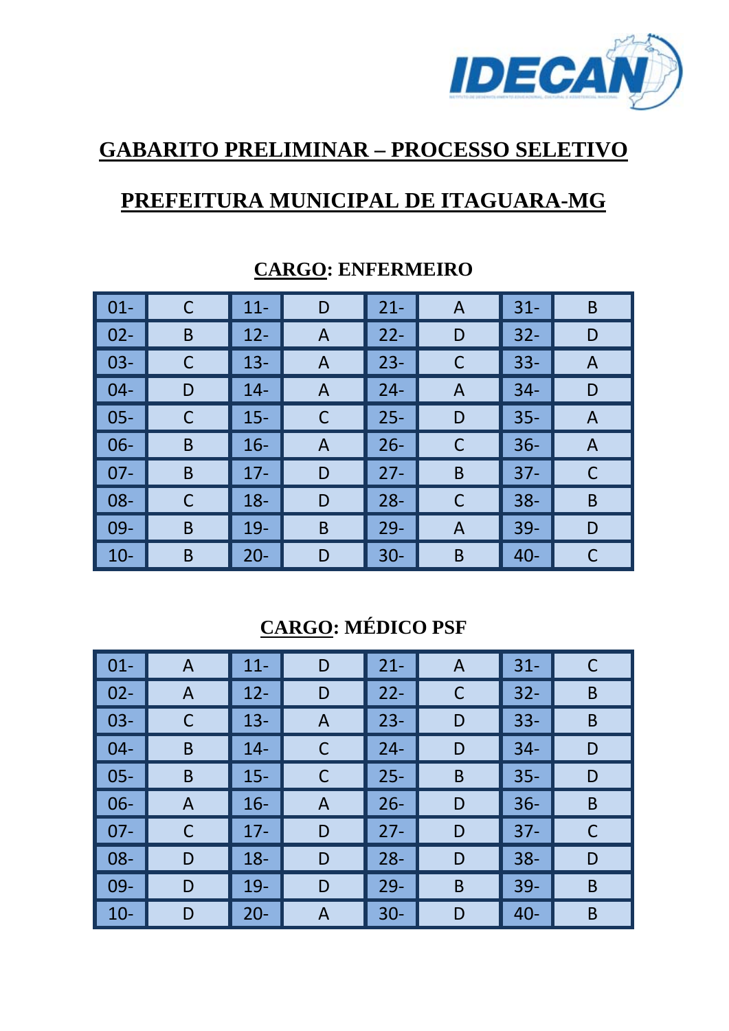# GABARITO PRELIMINAR – PROCESSO SELETIVO

# PREFEITURA MUNICIPAL DE ITAGUARA-MG

## CARGO: ENFERMEIRO

| | | | | | | | |
|---|---|---|---|---|---|---|---|
| 01- | C | 11- | D | 21- | A | 31- | B |
| 02- | B | 12- | A | 22- | D | 32- | D |
| 03- | C | 13- | A | 23- | C | 33- | A |
| 04- | D | 14- | A | 24- | A | 34- | D |
| 05- | C | 15- | C | 25- | D | 35- | A |
| 06- | B | 16- | A | 26- | C | 36- | A |
| 07- | B | 17- | D | 27- | B | 37- | C |
| 08- | C | 18- | D | 28- | C | 38- | B |
| 09- | B | 19- | B | 29- | A | 39- | D |
| 10- | B | 20- | D | 30- | B | 40- | C |

## CARGO: MÉDICO PSF

| | | | | | | | |
|---|---|---|---|---|---|---|---|
| 01- | A | 11- | D | 21- | A | 31- | C |
| 02- | A | 12- | D | 22- | C | 32- | B |
| 03- | C | 13- | A | 23- | D | 33- | B |
| 04- | B | 14- | C | 24- | D | 34- | D |
| 05- | B | 15- | C | 25- | B | 35- | D |
| 06- | A | 16- | A | 26- | D | 36- | B |
| 07- | C | 17- | D | 27- | D | 37- | C |
| 08- | D | 18- | D | 28- | D | 38- | D |
| 09- | D | 19- | D | 29- | B | 39- | B |
| 10- | D | 20- | A | 30- | D | 40- | B |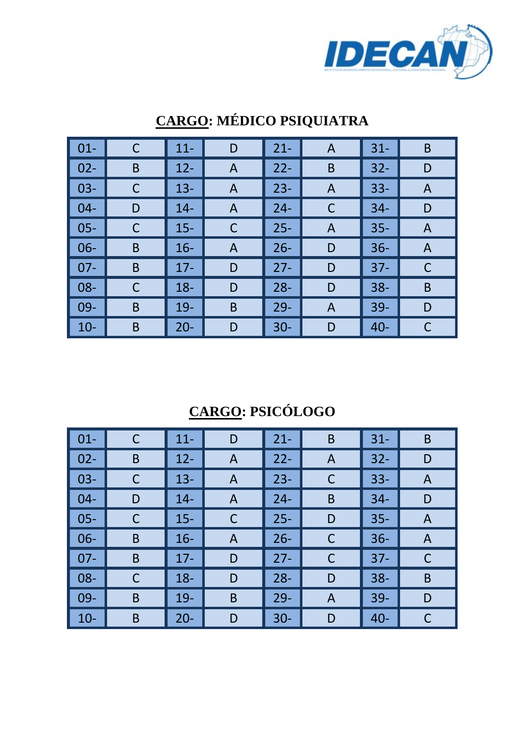## CARGO: MÉDICO PSIQUIATRA

| | | | | | | | |
|---|---|---|---|---|---|---|---|
| 01- | C | 11- | D | 21- | A | 31- | B |
| 02- | B | 12- | A | 22- | B | 32- | D |
| 03- | C | 13- | A | 23- | A | 33- | A |
| 04- | D | 14- | A | 24- | C | 34- | D |
| 05- | C | 15- | C | 25- | A | 35- | A |
| 06- | B | 16- | A | 26- | D | 36- | A |
| 07- | B | 17- | D | 27- | D | 37- | C |
| 08- | C | 18- | D | 28- | D | 38- | B |
| 09- | B | 19- | B | 29- | A | 39- | D |
| 10- | B | 20- | D | 30- | D | 40- | C |

## CARGO: PSICÓLOGO

| | | | | | | | |
|---|---|---|---|---|---|---|---|
| 01- | C | 11- | D | 21- | B | 31- | B |
| 02- | B | 12- | A | 22- | A | 32- | D |
| 03- | C | 13- | A | 23- | C | 33- | A |
| 04- | D | 14- | A | 24- | B | 34- | D |
| 05- | C | 15- | C | 25- | D | 35- | A |
| 06- | B | 16- | A | 26- | C | 36- | A |
| 07- | B | 17- | D | 27- | C | 37- | C |
| 08- | C | 18- | D | 28- | D | 38- | B |
| 09- | B | 19- | B | 29- | A | 39- | D |
| 10- | B | 20- | D | 30- | D | 40- | C |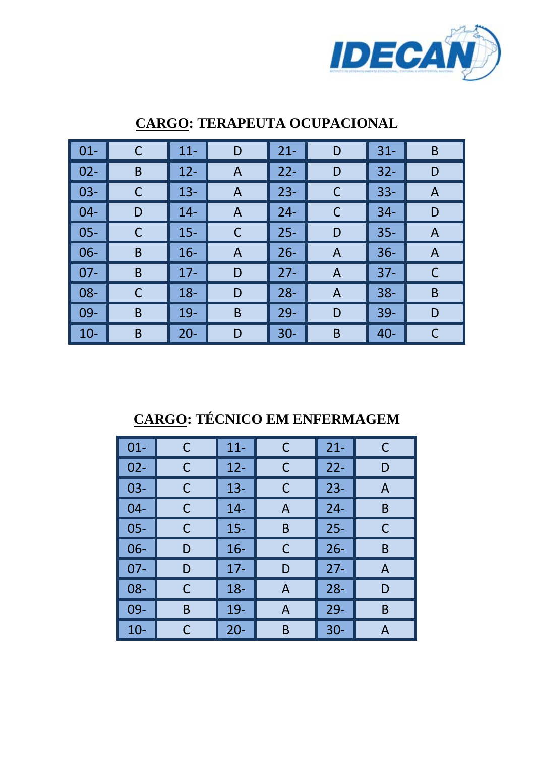## CARGO: TERAPEUTA OCUPACIONAL

| | | | | | | | |
|---|---|---|---|---|---|---|---|
| 01- | C | 11- | D | 21- | D | 31- | B |
| 02- | B | 12- | A | 22- | D | 32- | D |
| 03- | C | 13- | A | 23- | C | 33- | A |
| 04- | D | 14- | A | 24- | C | 34- | D |
| 05- | C | 15- | C | 25- | D | 35- | A |
| 06- | B | 16- | A | 26- | A | 36- | A |
| 07- | B | 17- | D | 27- | A | 37- | C |
| 08- | C | 18- | D | 28- | A | 38- | B |
| 09- | B | 19- | B | 29- | D | 39- | D |
| 10- | B | 20- | D | 30- | B | 40- | C |

## CARGO: TÉCNICO EM ENFERMAGEM

| | | | | | |
|---|---|---|---|---|---|
| 01- | C | 11- | C | 21- | C |
| 02- | C | 12- | C | 22- | D |
| 03- | C | 13- | C | 23- | A |
| 04- | C | 14- | A | 24- | B |
| 05- | C | 15- | B | 25- | C |
| 06- | D | 16- | C | 26- | B |
| 07- | D | 17- | D | 27- | A |
| 08- | C | 18- | A | 28- | D |
| 09- | B | 19- | A | 29- | B |
| 10- | C | 20- | B | 30- | A |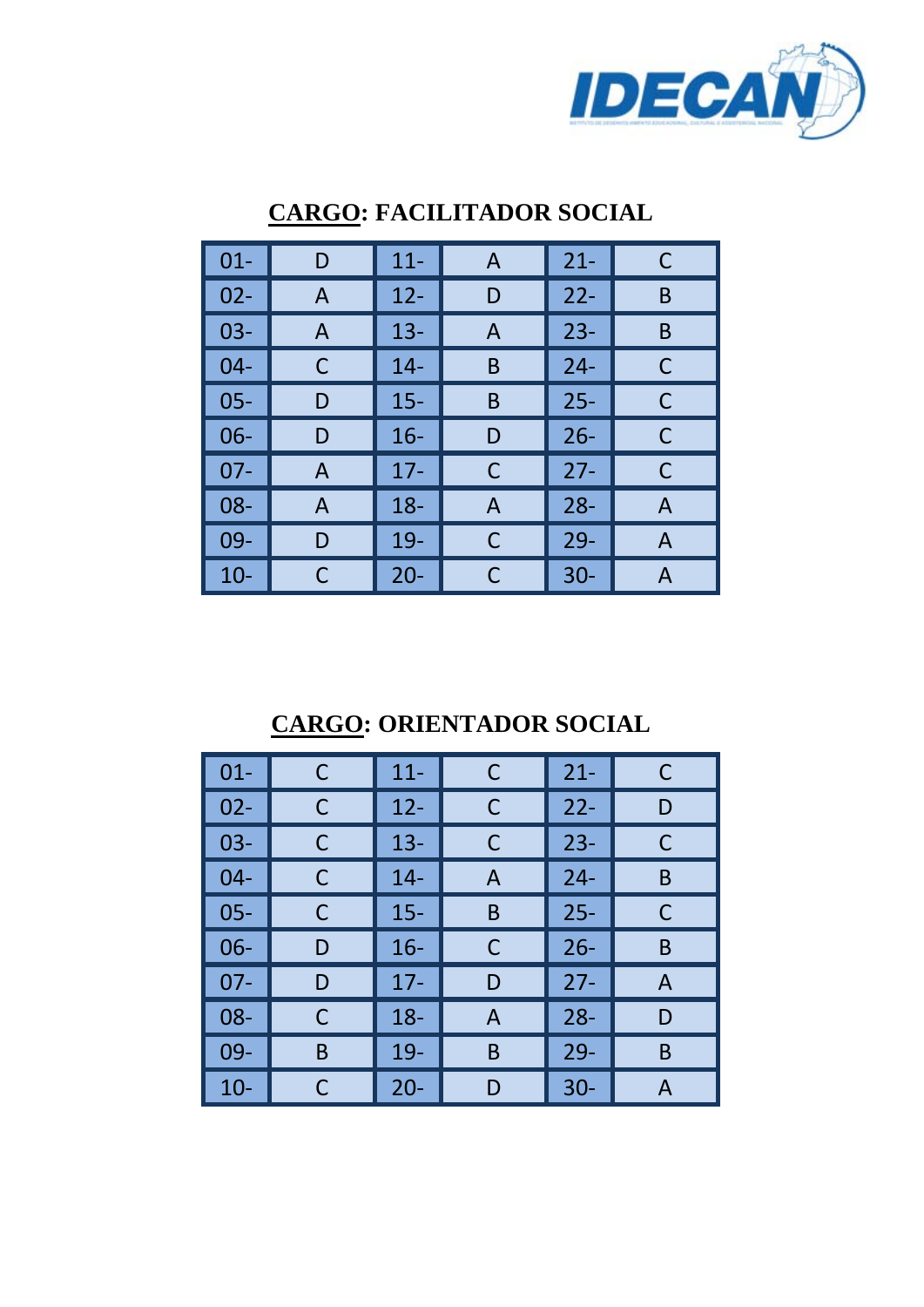## CARGO: FACILITADOR SOCIAL

| | | | | | |
|---|---|---|---|---|---|
| 01- | D | 11- | A | 21- | C |
| 02- | A | 12- | D | 22- | B |
| 03- | A | 13- | A | 23- | B |
| 04- | C | 14- | B | 24- | C |
| 05- | D | 15- | B | 25- | C |
| 06- | D | 16- | D | 26- | C |
| 07- | A | 17- | C | 27- | C |
| 08- | A | 18- | A | 28- | A |
| 09- | D | 19- | C | 29- | A |
| 10- | C | 20- | C | 30- | A |

## CARGO: ORIENTADOR SOCIAL

| | | | | | |
|---|---|---|---|---|---|
| 01- | C | 11- | C | 21- | C |
| 02- | C | 12- | C | 22- | D |
| 03- | C | 13- | C | 23- | C |
| 04- | C | 14- | A | 24- | B |
| 05- | C | 15- | B | 25- | C |
| 06- | D | 16- | C | 26- | B |
| 07- | D | 17- | D | 27- | A |
| 08- | C | 18- | A | 28- | D |
| 09- | B | 19- | B | 29- | B |
| 10- | C | 20- | D | 30- | A |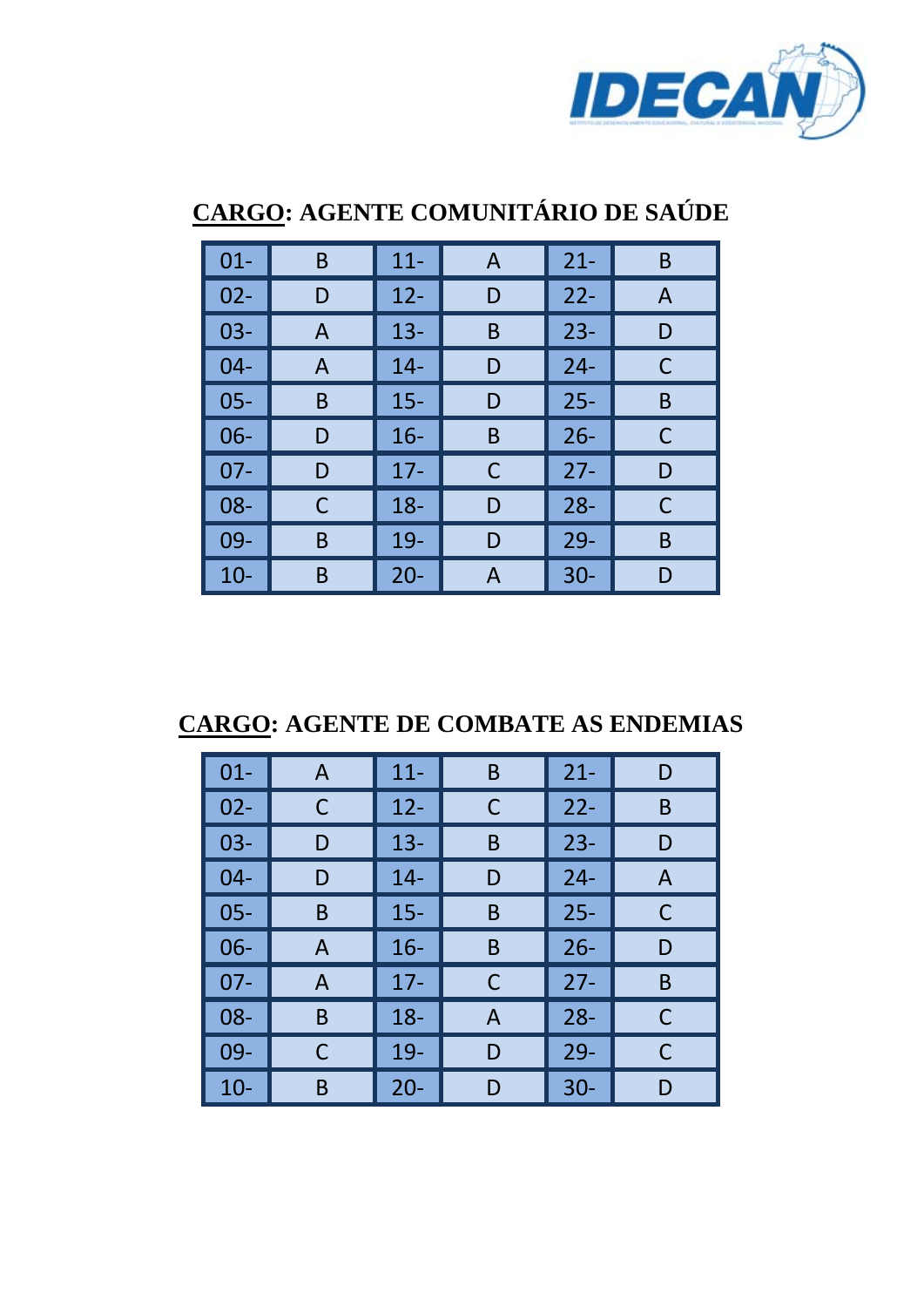## CARGO: AGENTE COMUNITÁRIO DE SAÚDE

| | | | | | |
|---|---|---|---|---|---|
| 01- | B | 11- | A | 21- | B |
| 02- | D | 12- | D | 22- | A |
| 03- | A | 13- | B | 23- | D |
| 04- | A | 14- | D | 24- | C |
| 05- | B | 15- | D | 25- | B |
| 06- | D | 16- | B | 26- | C |
| 07- | D | 17- | C | 27- | D |
| 08- | C | 18- | D | 28- | C |
| 09- | B | 19- | D | 29- | B |
| 10- | B | 20- | A | 30- | D |

## CARGO: AGENTE DE COMBATE AS ENDEMIAS

| | | | | | |
|---|---|---|---|---|---|
| 01- | A | 11- | B | 21- | D |
| 02- | C | 12- | C | 22- | B |
| 03- | D | 13- | B | 23- | D |
| 04- | D | 14- | D | 24- | A |
| 05- | B | 15- | B | 25- | C |
| 06- | A | 16- | B | 26- | D |
| 07- | A | 17- | C | 27- | B |
| 08- | B | 18- | A | 28- | C |
| 09- | C | 19- | D | 29- | C |
| 10- | B | 20- | D | 30- | D |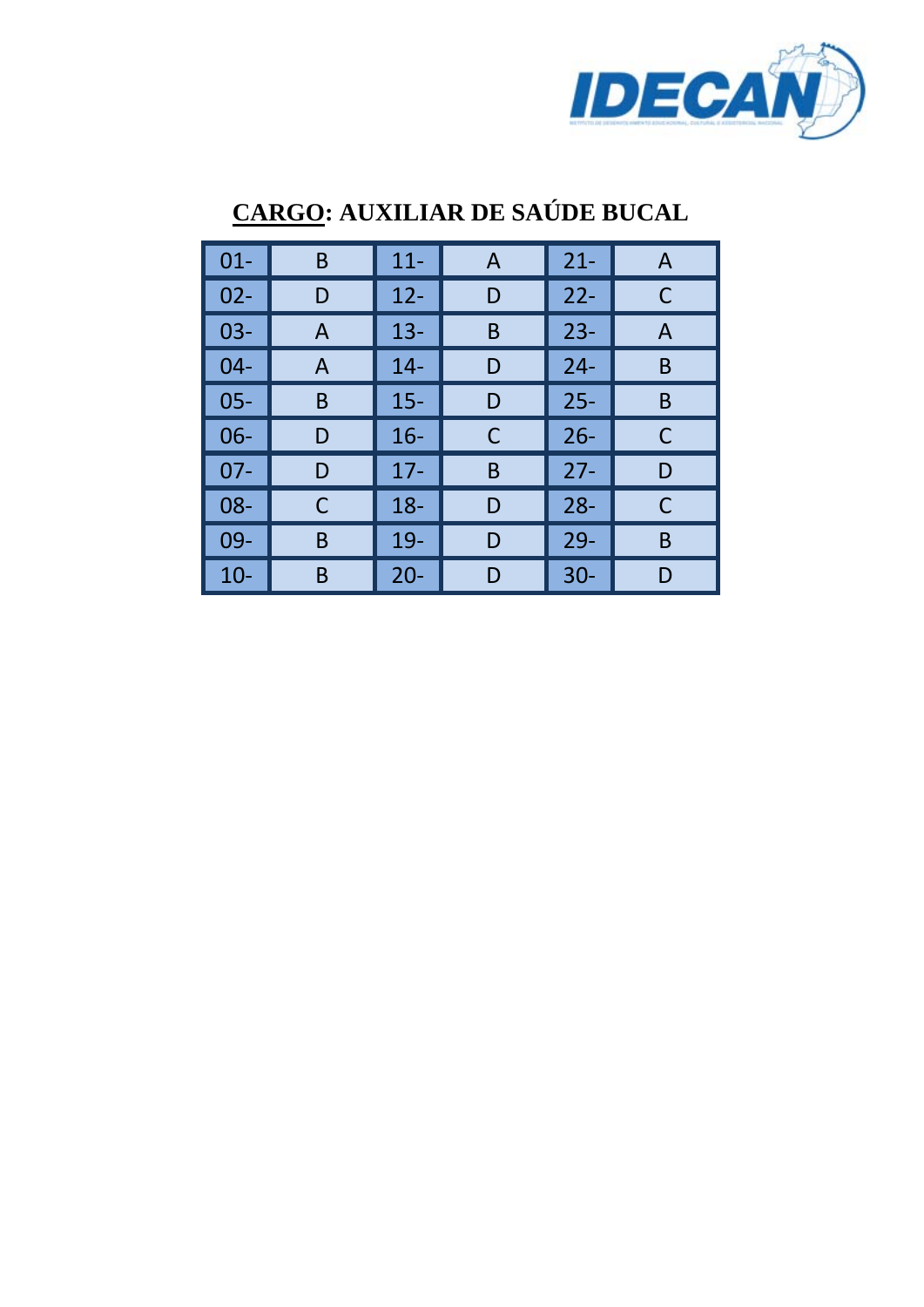## CARGO: AUXILIAR DE SAÚDE BUCAL

| | | | | | |
|---|---|---|---|---|---|
| 01- | B | 11- | A | 21- | A |
| 02- | D | 12- | D | 22- | C |
| 03- | A | 13- | B | 23- | A |
| 04- | A | 14- | D | 24- | B |
| 05- | B | 15- | D | 25- | B |
| 06- | D | 16- | C | 26- | C |
| 07- | D | 17- | B | 27- | D |
| 08- | C | 18- | D | 28- | C |
| 09- | B | 19- | D | 29- | B |
| 10- | B | 20- | D | 30- | D |